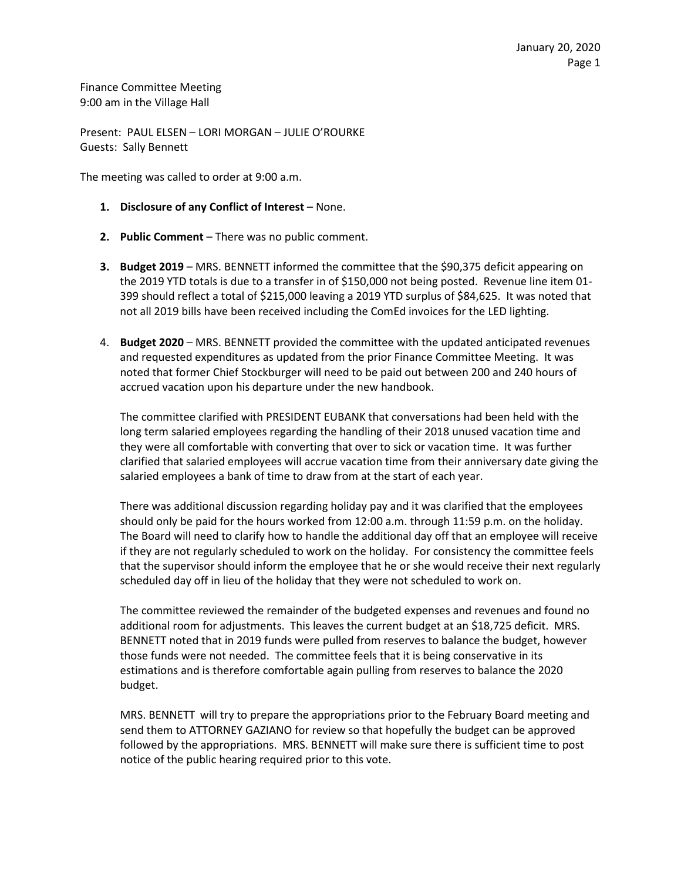January 20, 2020

Finance Committee Meeting
9:00 am in the Village Hall

Present: PAUL ELSEN – LORI MORGAN – JULIE O'ROURKE
Guests: Sally Bennett

The meeting was called to order at 9:00 a.m.

1. **Disclosure of any Conflict of Interest** – None.

2. **Public Comment** – There was no public comment.

3. **Budget 2019** – MRS. BENNETT informed the committee that the $90,375 deficit appearing on the 2019 YTD totals is due to a transfer in of $150,000 not being posted. Revenue line item 01-399 should reflect a total of $215,000 leaving a 2019 YTD surplus of $84,625. It was noted that not all 2019 bills have been received including the ComEd invoices for the LED lighting.

4. **Budget 2020** – MRS. BENNETT provided the committee with the updated anticipated revenues and requested expenditures as updated from the prior Finance Committee Meeting. It was noted that former Chief Stockburger will need to be paid out between 200 and 240 hours of accrued vacation upon his departure under the new handbook.

   The committee clarified with PRESIDENT EUBANK that conversations had been held with the long term salaried employees regarding the handling of their 2018 unused vacation time and they were all comfortable with converting that over to sick or vacation time. It was further clarified that salaried employees will accrue vacation time from their anniversary date giving the salaried employees a bank of time to draw from at the start of each year.

   There was additional discussion regarding holiday pay and it was clarified that the employees should only be paid for the hours worked from 12:00 a.m. through 11:59 p.m. on the holiday. The Board will need to clarify how to handle the additional day off that an employee will receive if they are not regularly scheduled to work on the holiday. For consistency the committee feels that the supervisor should inform the employee that he or she would receive their next regularly scheduled day off in lieu of the holiday that they were not scheduled to work on.

   The committee reviewed the remainder of the budgeted expenses and revenues and found no additional room for adjustments. This leaves the current budget at an $18,725 deficit. MRS. BENNETT noted that in 2019 funds were pulled from reserves to balance the budget, however those funds were not needed. The committee feels that it is being conservative in its estimations and is therefore comfortable again pulling from reserves to balance the 2020 budget.

   MRS. BENNETT will try to prepare the appropriations prior to the February Board meeting and send them to ATTORNEY GAZIANO for review so that hopefully the budget can be approved followed by the appropriations. MRS. BENNETT will make sure there is sufficient time to post notice of the public hearing required prior to this vote.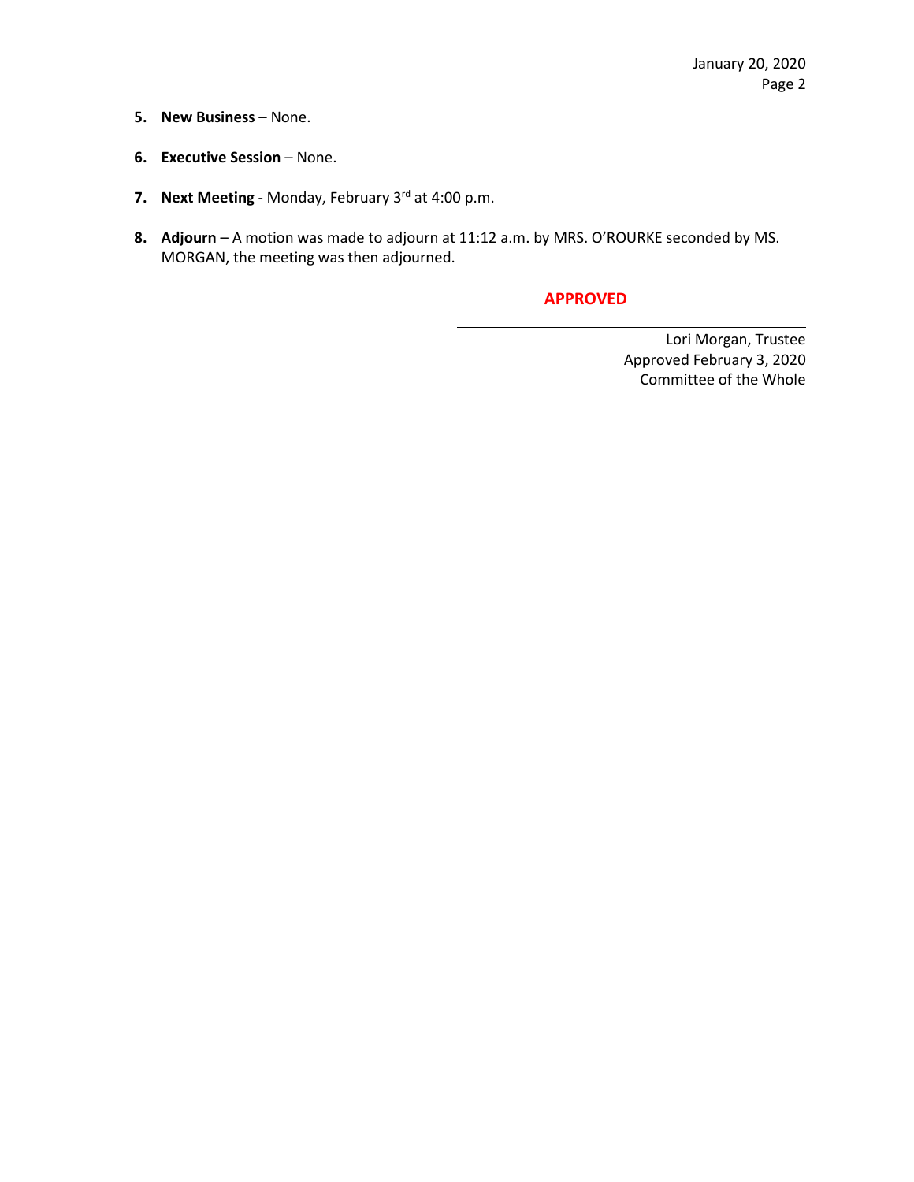5. **New Business** – None.

6. **Executive Session** – None.

7. **Next Meeting** - Monday, February 3rd at 4:00 p.m.

8. **Adjourn** – A motion was made to adjourn at 11:12 a.m. by MRS. O'ROURKE seconded by MS. MORGAN, the meeting was then adjourned.

**APPROVED**

Lori Morgan, Trustee
Approved February 3, 2020
Committee of the Whole